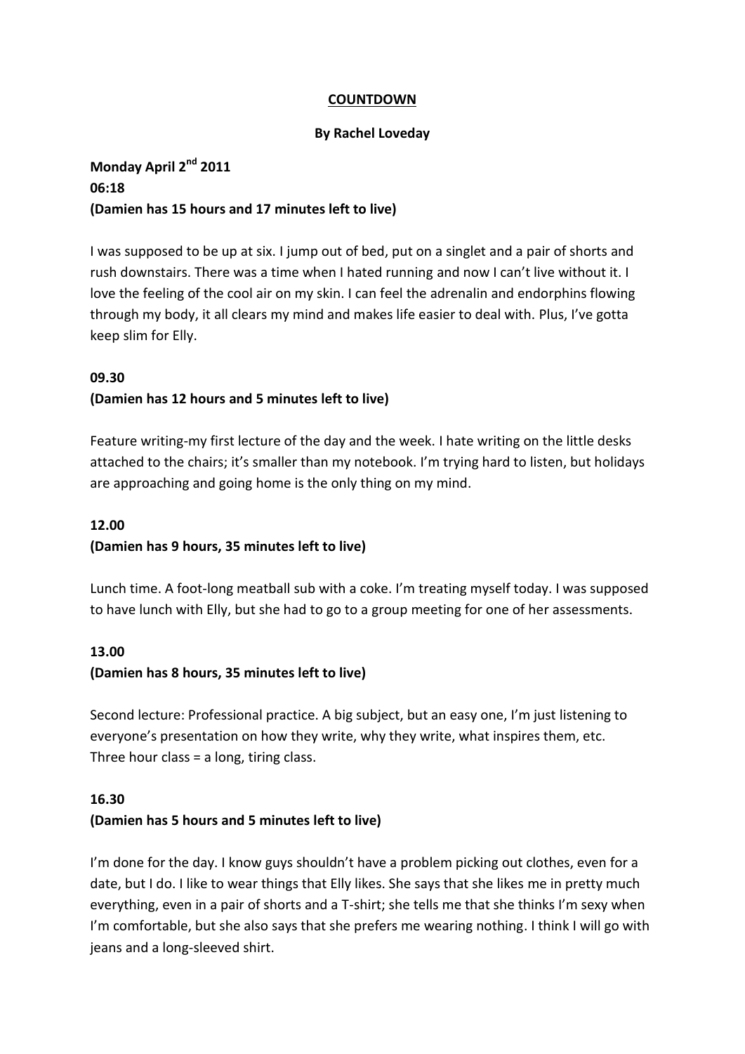# COUNTDOWN

**By Rachel Loveday**

**Monday April 2nd 2011**
**06:18**
**(Damien has 15 hours and 17 minutes left to live)**

I was supposed to be up at six. I jump out of bed, put on a singlet and a pair of shorts and rush downstairs. There was a time when I hated running and now I can't live without it. I love the feeling of the cool air on my skin. I can feel the adrenalin and endorphins flowing through my body, it all clears my mind and makes life easier to deal with. Plus, I've gotta keep slim for Elly.

**09.30**
**(Damien has 12 hours and 5 minutes left to live)**

Feature writing-my first lecture of the day and the week. I hate writing on the little desks attached to the chairs; it's smaller than my notebook. I'm trying hard to listen, but holidays are approaching and going home is the only thing on my mind.

**12.00**
**(Damien has 9 hours, 35 minutes left to live)**

Lunch time. A foot-long meatball sub with a coke. I'm treating myself today. I was supposed to have lunch with Elly, but she had to go to a group meeting for one of her assessments.

**13.00**
**(Damien has 8 hours, 35 minutes left to live)**

Second lecture: Professional practice. A big subject, but an easy one, I'm just listening to everyone's presentation on how they write, why they write, what inspires them, etc. Three hour class = a long, tiring class.

**16.30**
**(Damien has 5 hours and 5 minutes left to live)**

I'm done for the day. I know guys shouldn't have a problem picking out clothes, even for a date, but I do. I like to wear things that Elly likes. She says that she likes me in pretty much everything, even in a pair of shorts and a T-shirt; she tells me that she thinks I'm sexy when I'm comfortable, but she also says that she prefers me wearing nothing. I think I will go with jeans and a long-sleeved shirt.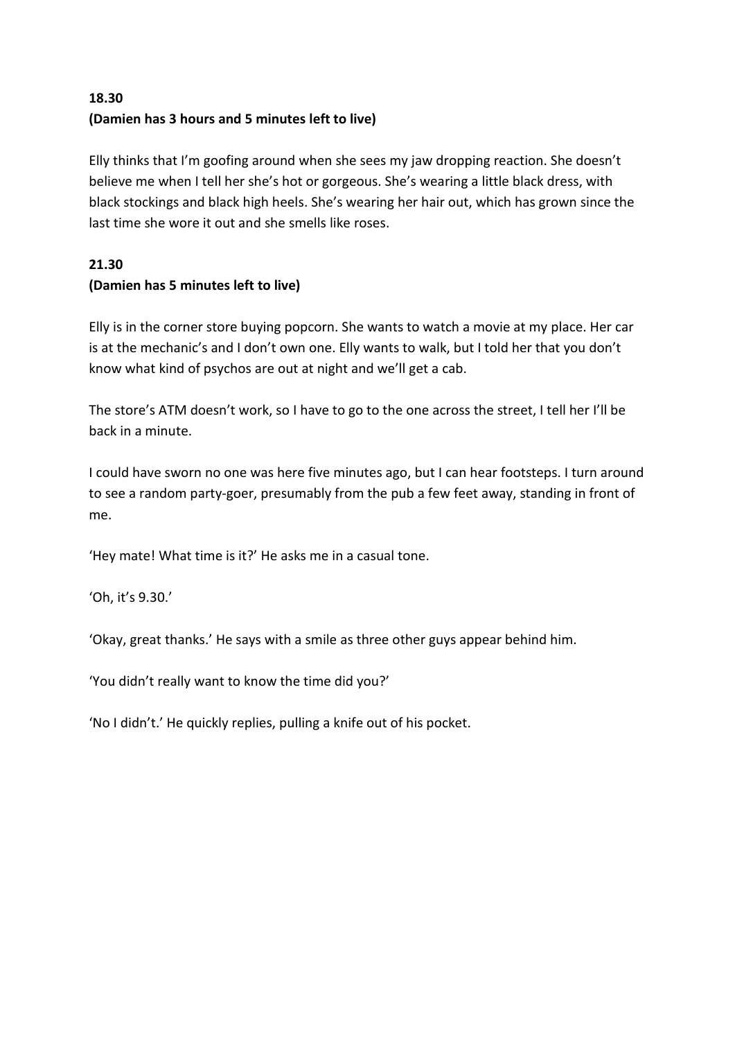**18.30**
**(Damien has 3 hours and 5 minutes left to live)**

Elly thinks that I'm goofing around when she sees my jaw dropping reaction. She doesn't believe me when I tell her she's hot or gorgeous. She's wearing a little black dress, with black stockings and black high heels. She's wearing her hair out, which has grown since the last time she wore it out and she smells like roses.

**21.30**
**(Damien has 5 minutes left to live)**

Elly is in the corner store buying popcorn. She wants to watch a movie at my place. Her car is at the mechanic's and I don't own one. Elly wants to walk, but I told her that you don't know what kind of psychos are out at night and we'll get a cab.

The store's ATM doesn't work, so I have to go to the one across the street, I tell her I'll be back in a minute.

I could have sworn no one was here five minutes ago, but I can hear footsteps. I turn around to see a random party-goer, presumably from the pub a few feet away, standing in front of me.

'Hey mate! What time is it?' He asks me in a casual tone.

'Oh, it's 9.30.'

'Okay, great thanks.' He says with a smile as three other guys appear behind him.

'You didn't really want to know the time did you?'

'No I didn't.' He quickly replies, pulling a knife out of his pocket.